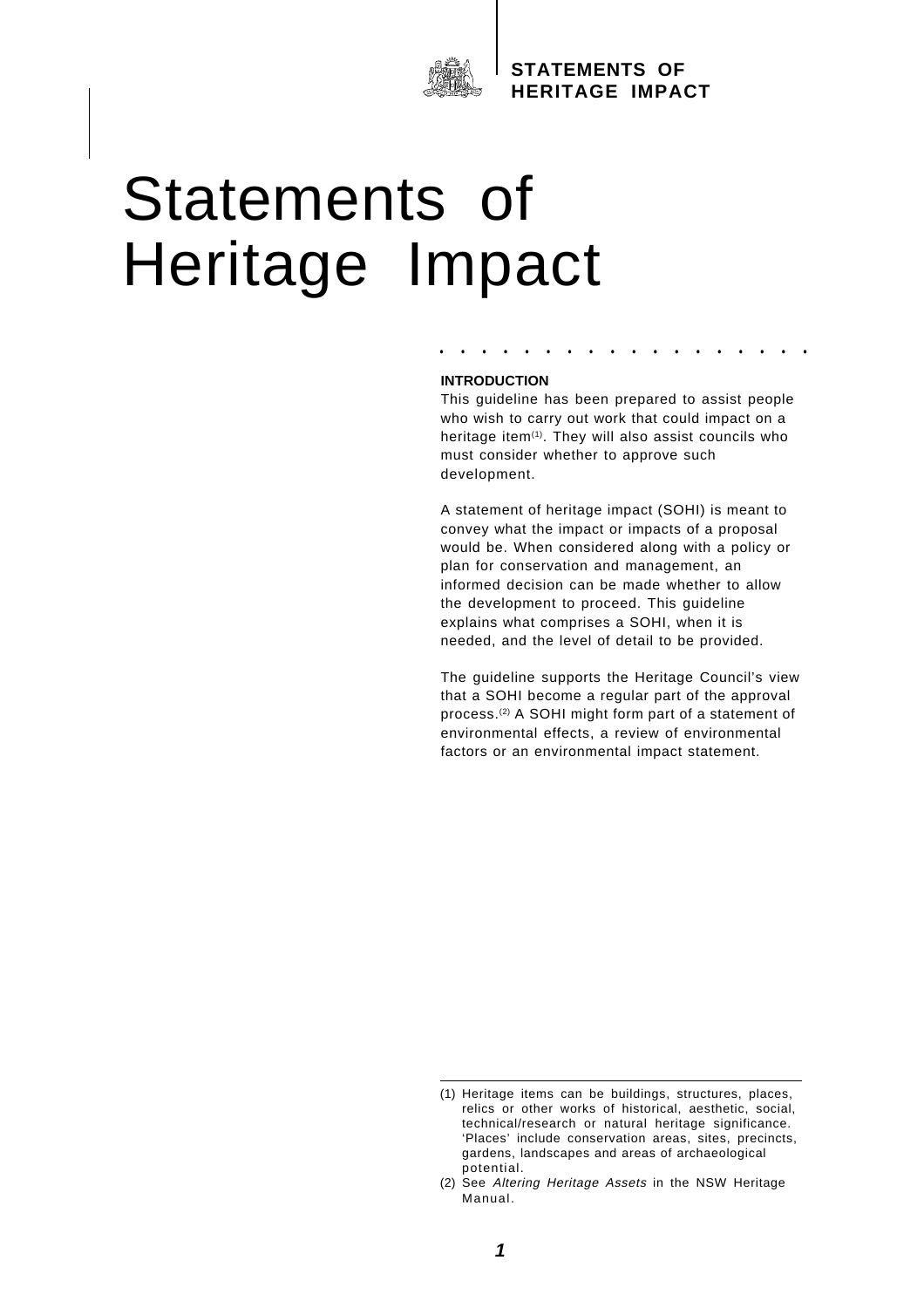# Statements of Heritage Impact

## INTRODUCTION

This guideline has been prepared to assist people who wish to carry out work that could impact on a heritage item[1]. They will also assist councils who must consider whether to approve such development.

A statement of heritage impact (SOHI) is meant to convey what the impact or impacts of a proposal would be. When considered along with a policy or plan for conservation and management, an informed decision can be made whether to allow the development to proceed. This guideline explains what comprises a SOHI, when it is needed, and the level of detail to be provided.

The guideline supports the Heritage Council's view that a SOHI become a regular part of the approval process.[2] A SOHI might form part of a statement of environmental effects, a review of environmental factors or an environmental impact statement.

---

(1) Heritage items can be buildings, structures, places, relics or other works of historical, aesthetic, social, technical/research or natural heritage significance. 'Places' include conservation areas, sites, precincts, gardens, landscapes and areas of archaeological potential.

(2) See *Altering Heritage Assets* in the NSW Heritage Manual.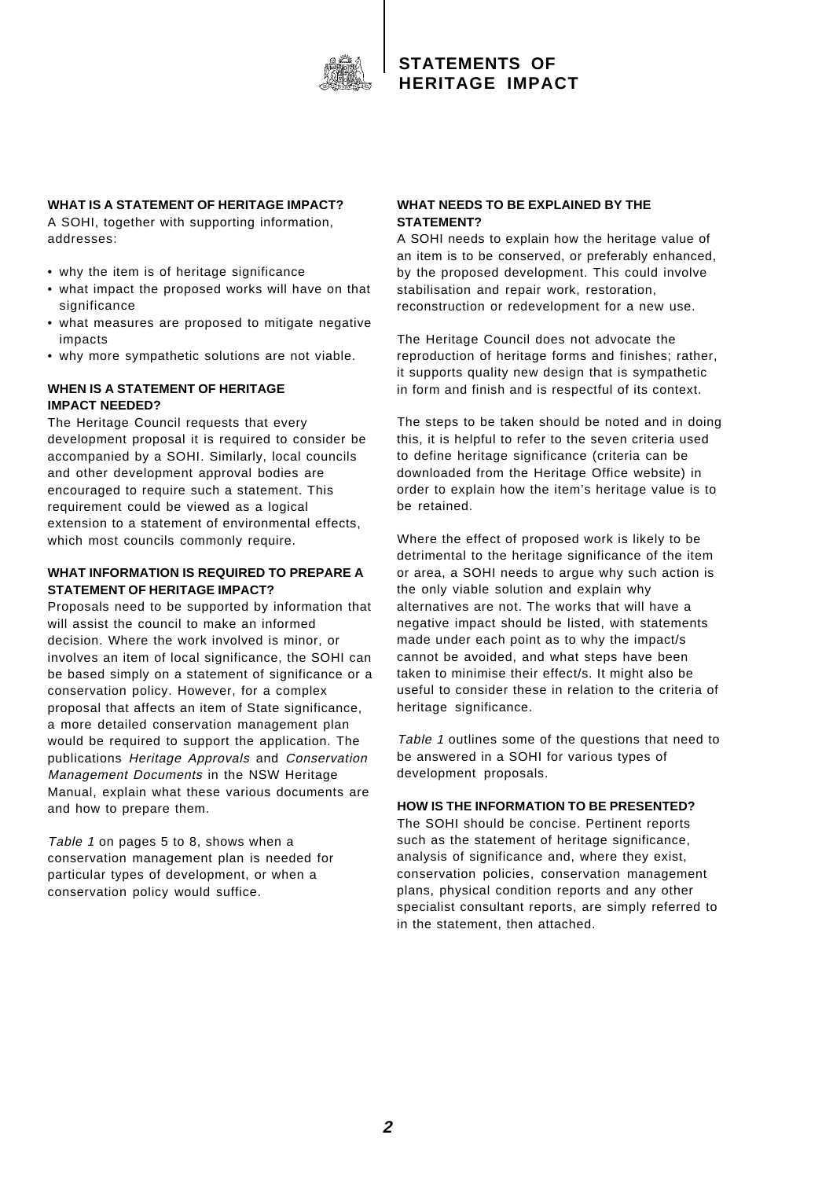# STATEMENTS OF HERITAGE IMPACT

## WHAT IS A STATEMENT OF HERITAGE IMPACT?

A SOHI, together with supporting information, addresses:

- why the item is of heritage significance
- what impact the proposed works will have on that significance
- what measures are proposed to mitigate negative impacts
- why more sympathetic solutions are not viable.

## WHEN IS A STATEMENT OF HERITAGE IMPACT NEEDED?

The Heritage Council requests that every development proposal it is required to consider be accompanied by a SOHI. Similarly, local councils and other development approval bodies are encouraged to require such a statement. This requirement could be viewed as a logical extension to a statement of environmental effects, which most councils commonly require.

## WHAT INFORMATION IS REQUIRED TO PREPARE A STATEMENT OF HERITAGE IMPACT?

Proposals need to be supported by information that will assist the council to make an informed decision. Where the work involved is minor, or involves an item of local significance, the SOHI can be based simply on a statement of significance or a conservation policy. However, for a complex proposal that affects an item of State significance, a more detailed conservation management plan would be required to support the application. The publications *Heritage Approvals* and *Conservation Management Documents* in the NSW Heritage Manual, explain what these various documents are and how to prepare them.

*Table 1* on pages 5 to 8, shows when a conservation management plan is needed for particular types of development, or when a conservation policy would suffice.

## WHAT NEEDS TO BE EXPLAINED BY THE STATEMENT?

A SOHI needs to explain how the heritage value of an item is to be conserved, or preferably enhanced, by the proposed development. This could involve stabilisation and repair work, restoration, reconstruction or redevelopment for a new use.

The Heritage Council does not advocate the reproduction of heritage forms and finishes; rather, it supports quality new design that is sympathetic in form and finish and is respectful of its context.

The steps to be taken should be noted and in doing this, it is helpful to refer to the seven criteria used to define heritage significance (criteria can be downloaded from the Heritage Office website) in order to explain how the item's heritage value is to be retained.

Where the effect of proposed work is likely to be detrimental to the heritage significance of the item or area, a SOHI needs to argue why such action is the only viable solution and explain why alternatives are not. The works that will have a negative impact should be listed, with statements made under each point as to why the impact/s cannot be avoided, and what steps have been taken to minimise their effect/s. It might also be useful to consider these in relation to the criteria of heritage significance.

*Table 1* outlines some of the questions that need to be answered in a SOHI for various types of development proposals.

## HOW IS THE INFORMATION TO BE PRESENTED?

The SOHI should be concise. Pertinent reports such as the statement of heritage significance, analysis of significance and, where they exist, conservation policies, conservation management plans, physical condition reports and any other specialist consultant reports, are simply referred to in the statement, then attached.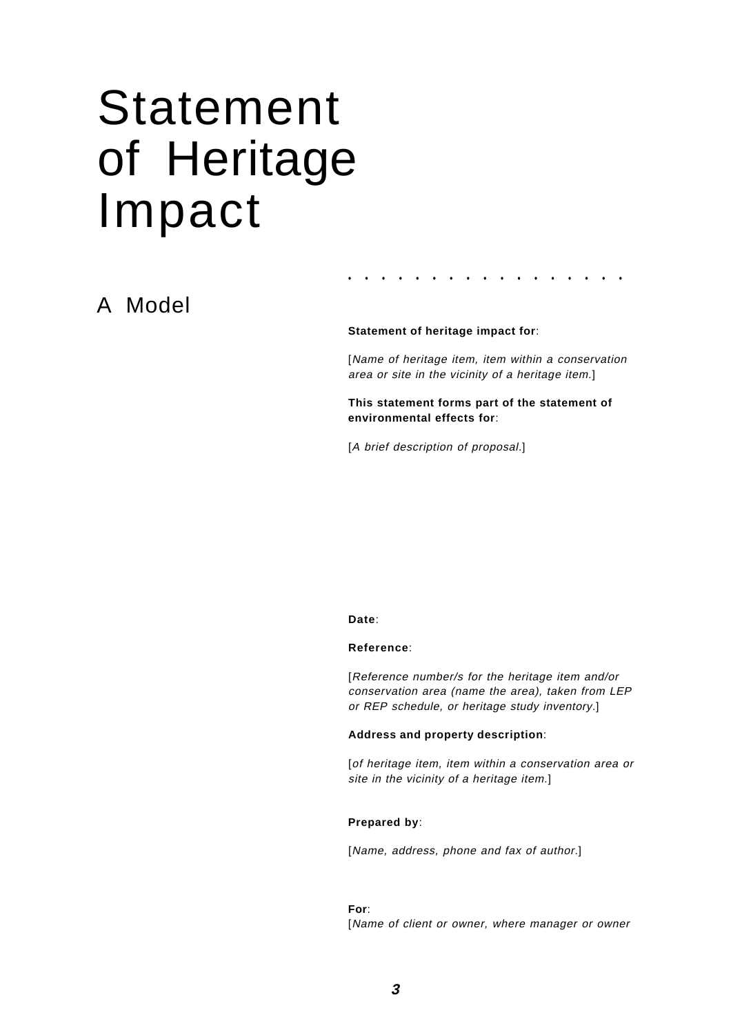# Statement of Heritage Impact

## A Model

**Statement of heritage impact for**:

[*Name of heritage item, item within a conservation area or site in the vicinity of a heritage item.*]

**This statement forms part of the statement of environmental effects for**:

[*A brief description of proposal.*]

**Date**:

**Reference**:

[*Reference number/s for the heritage item and/or conservation area (name the area), taken from LEP or REP schedule, or heritage study inventory.*]

**Address and property description**:

[*of heritage item, item within a conservation area or site in the vicinity of a heritage item.*]

**Prepared by**:

[*Name, address, phone and fax of author.*]

**For**:
[*Name of client or owner, where manager or owner*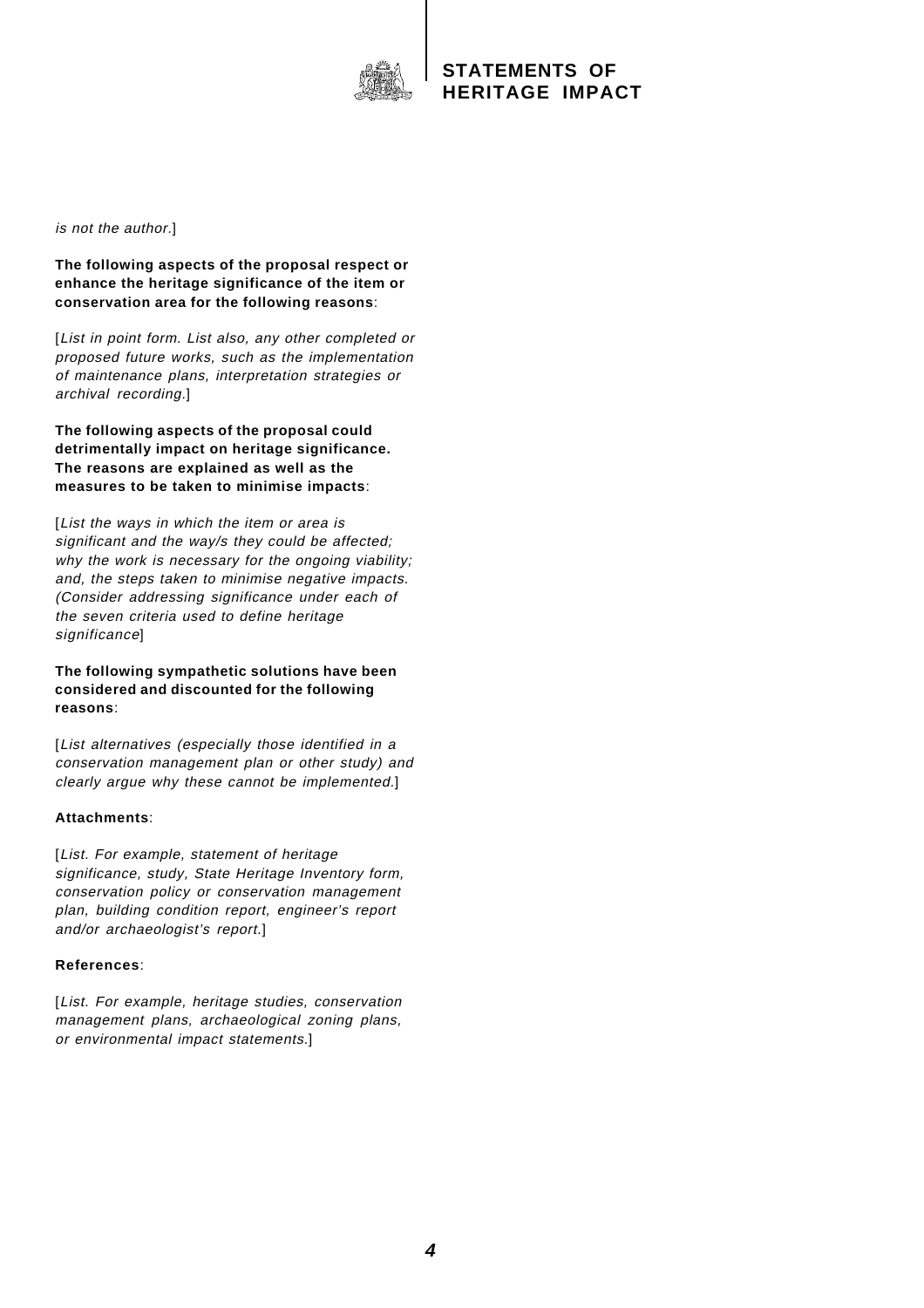*is not the author.*]

**The following aspects of the proposal respect or enhance the heritage significance of the item or conservation area for the following reasons**:

[*List in point form. List also, any other completed or proposed future works, such as the implementation of maintenance plans, interpretation strategies or archival recording.*]

**The following aspects of the proposal could detrimentally impact on heritage significance. The reasons are explained as well as the measures to be taken to minimise impacts**:

[*List the ways in which the item or area is significant and the way/s they could be affected; why the work is necessary for the ongoing viability; and, the steps taken to minimise negative impacts. (Consider addressing significance under each of the seven criteria used to define heritage significance*]

**The following sympathetic solutions have been considered and discounted for the following reasons**:

[*List alternatives (especially those identified in a conservation management plan or other study) and clearly argue why these cannot be implemented.*]

**Attachments**:

[*List. For example, statement of heritage significance, study, State Heritage Inventory form, conservation policy or conservation management plan, building condition report, engineer's report and/or archaeologist's report.*]

**References**:

[*List. For example, heritage studies, conservation management plans, archaeological zoning plans, or environmental impact statements.*]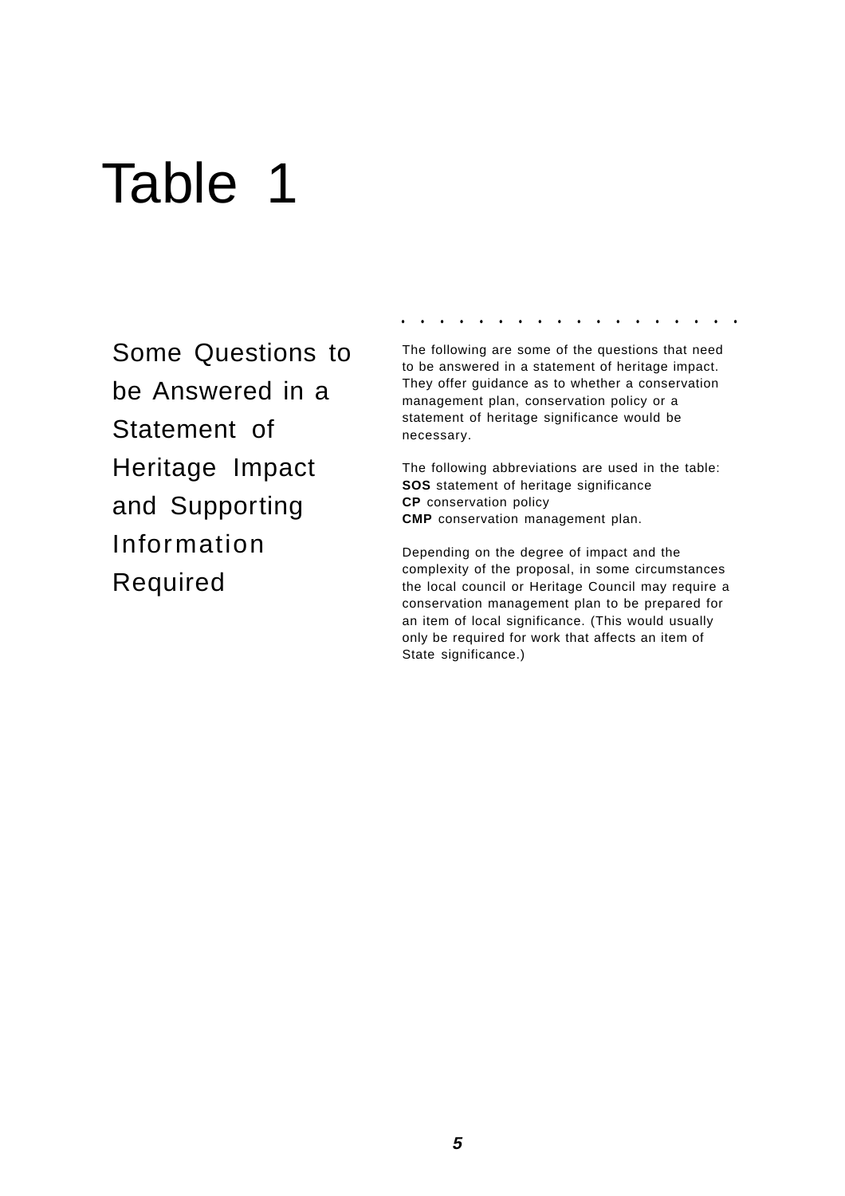# Table 1

## Some Questions to be Answered in a Statement of Heritage Impact and Supporting Information Required

The following are some of the questions that need to be answered in a statement of heritage impact. They offer guidance as to whether a conservation management plan, conservation policy or a statement of heritage significance would be necessary.

The following abbreviations are used in the table:
**SOS** statement of heritage significance
**CP** conservation policy
**CMP** conservation management plan.

Depending on the degree of impact and the complexity of the proposal, in some circumstances the local council or Heritage Council may require a conservation management plan to be prepared for an item of local significance. (This would usually only be required for work that affects an item of State significance.)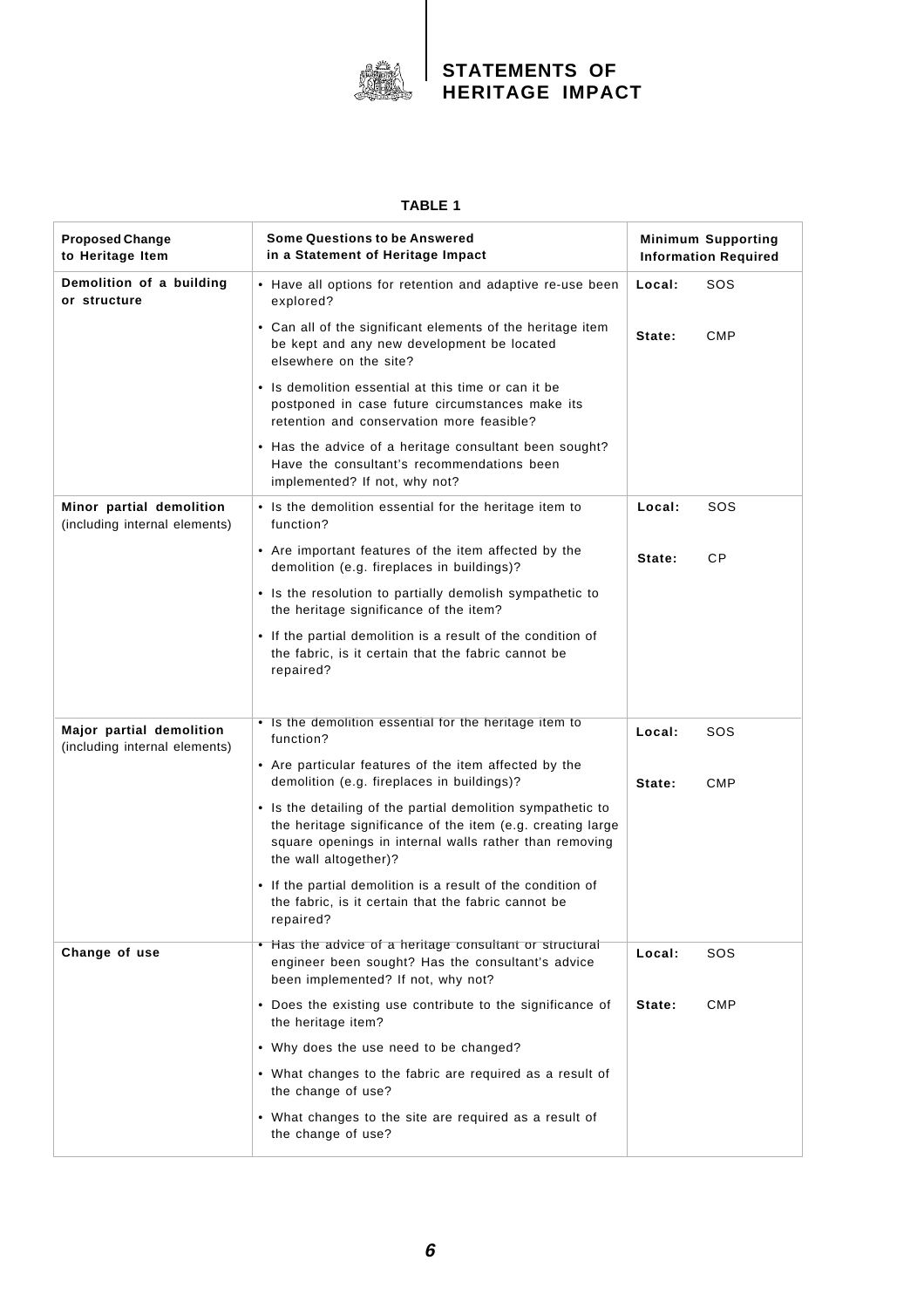**TABLE 1**

| Proposed Change to Heritage Item | Some Questions to be Answered in a Statement of Heritage Impact | Minimum Supporting Information Required |
|---|---|---|
| **Demolition of a building or structure** | • Have all options for retention and adaptive re-use been explored?<br>• Can all of the significant elements of the heritage item be kept and any new development be located elsewhere on the site?<br>• Is demolition essential at this time or can it be postponed in case future circumstances make its retention and conservation more feasible?<br>• Has the advice of a heritage consultant been sought? Have the consultant's recommendations been implemented? If not, why not? | **Local:** SOS<br>**State:** CMP |
| **Minor partial demolition** (including internal elements) | • Is the demolition essential for the heritage item to function?<br>• Are important features of the item affected by the demolition (e.g. fireplaces in buildings)?<br>• Is the resolution to partially demolish sympathetic to the heritage significance of the item?<br>• If the partial demolition is a result of the condition of the fabric, is it certain that the fabric cannot be repaired? | **Local:** SOS<br>**State:** CP |
| **Major partial demolition** (including internal elements) | • Is the demolition essential for the heritage item to function?<br>• Are particular features of the item affected by the demolition (e.g. fireplaces in buildings)?<br>• Is the detailing of the partial demolition sympathetic to the heritage significance of the item (e.g. creating large square openings in internal walls rather than removing the wall altogether)?<br>• If the partial demolition is a result of the condition of the fabric, is it certain that the fabric cannot be repaired? | **Local:** SOS<br>**State:** CMP |
| **Change of use** | • Has the advice of a heritage consultant or structural engineer been sought? Has the consultant's advice been implemented? If not, why not?<br>• Does the existing use contribute to the significance of the heritage item?<br>• Why does the use need to be changed?<br>• What changes to the fabric are required as a result of the change of use?<br>• What changes to the site are required as a result of the change of use? | **Local:** SOS<br>**State:** CMP |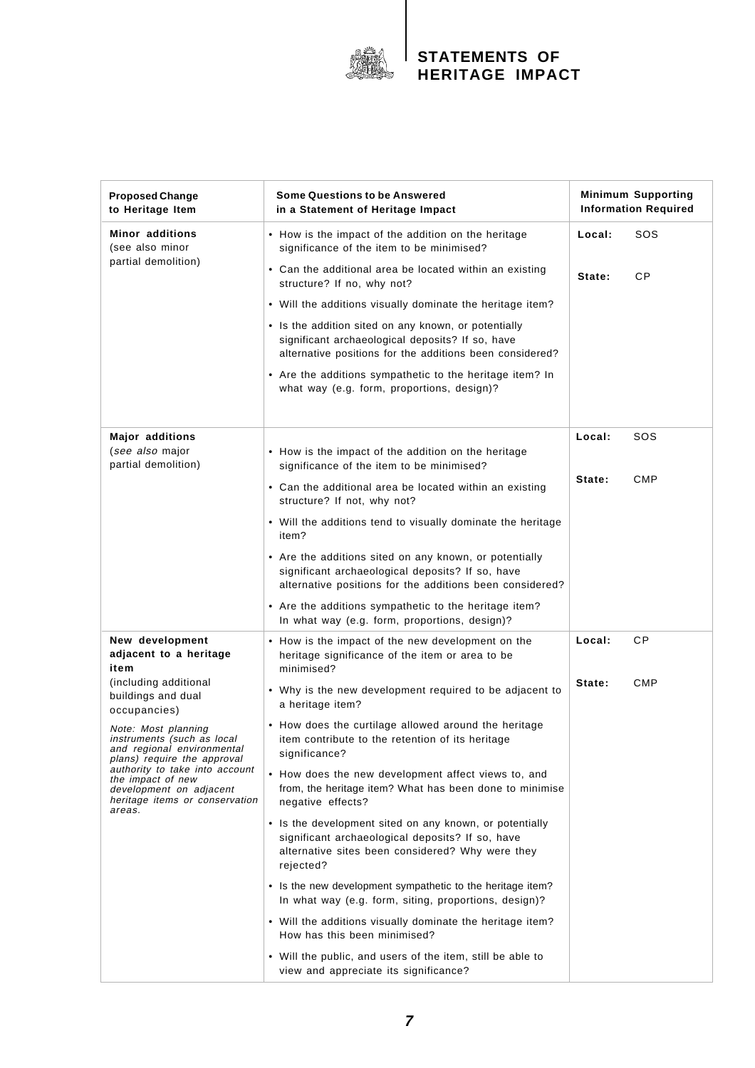| Proposed Change to Heritage Item | Some Questions to be Answered in a Statement of Heritage Impact | Minimum Supporting Information Required |
|---|---|---|
| **Minor additions** (see also minor partial demolition) | • How is the impact of the addition on the heritage significance of the item to be minimised?<br>• Can the additional area be located within an existing structure? If no, why not?<br>• Will the additions visually dominate the heritage item?<br>• Is the addition sited on any known, or potentially significant archaeological deposits? If so, have alternative positions for the additions been considered?<br>• Are the additions sympathetic to the heritage item? In what way (e.g. form, proportions, design)? | **Local:** SOS<br>**State:** CP |
| **Major additions** (*see also* major partial demolition) | • How is the impact of the addition on the heritage significance of the item to be minimised?<br>• Can the additional area be located within an existing structure? If not, why not?<br>• Will the additions tend to visually dominate the heritage item?<br>• Are the additions sited on any known, or potentially significant archaeological deposits? If so, have alternative positions for the additions been considered?<br>• Are the additions sympathetic to the heritage item? In what way (e.g. form, proportions, design)? | **Local:** SOS<br>**State:** CMP |
| **New development adjacent to a heritage item** (including additional buildings and dual occupancies)<br>*Note: Most planning instruments (such as local and regional environmental plans) require the approval authority to take into account the impact of new development on adjacent heritage items or conservation areas.* | • How is the impact of the new development on the heritage significance of the item or area to be minimised?<br>• Why is the new development required to be adjacent to a heritage item?<br>• How does the curtilage allowed around the heritage item contribute to the retention of its heritage significance?<br>• How does the new development affect views to, and from, the heritage item? What has been done to minimise negative effects?<br>• Is the development sited on any known, or potentially significant archaeological deposits? If so, have alternative sites been considered? Why were they rejected?<br>• Is the new development sympathetic to the heritage item? In what way (e.g. form, siting, proportions, design)?<br>• Will the additions visually dominate the heritage item? How has this been minimised?<br>• Will the public, and users of the item, still be able to view and appreciate its significance? | **Local:** CP<br>**State:** CMP |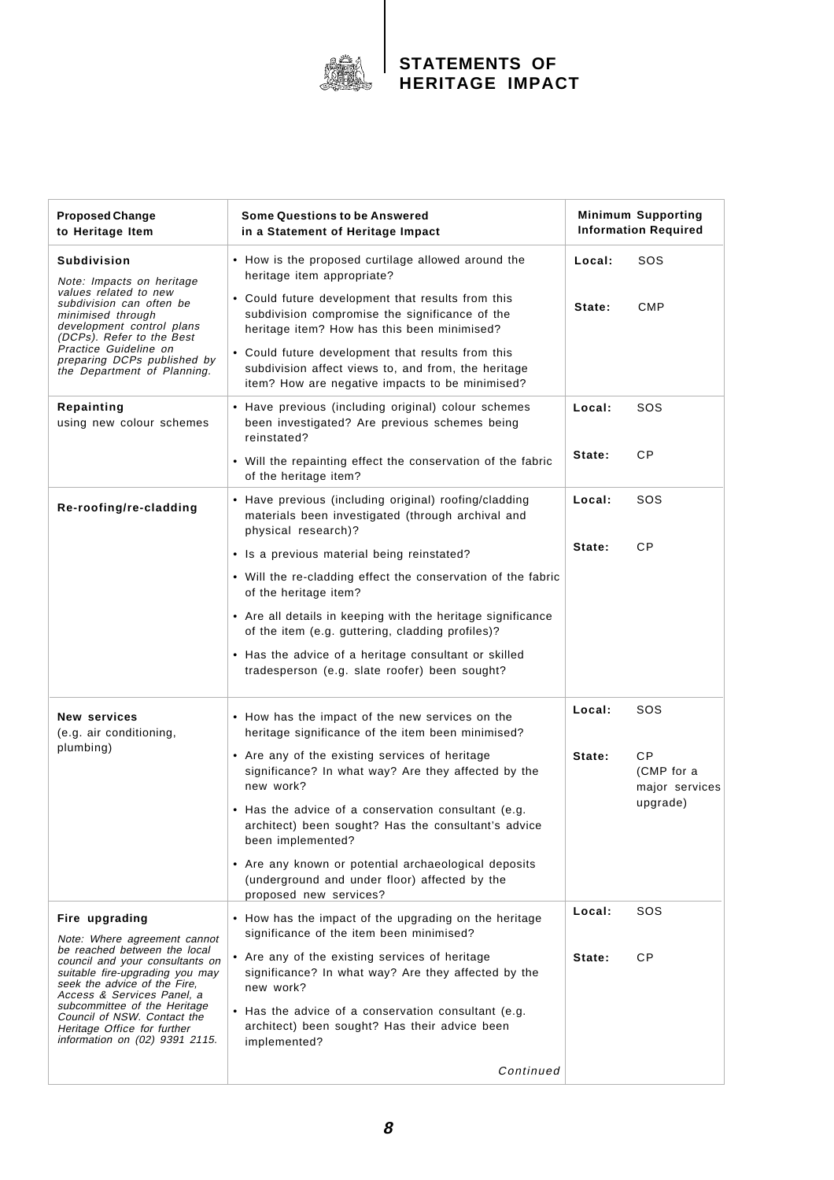# STATEMENTS OF HERITAGE IMPACT

| Proposed Change to Heritage Item | Some Questions to be Answered in a Statement of Heritage Impact | Minimum Supporting Information Required |
|---|---|---|
| **Subdivision**<br>*Note: Impacts on heritage values related to new subdivision can often be minimised through development control plans (DCPs). Refer to the Best Practice Guideline on preparing DCPs published by the Department of Planning.* | • How is the proposed curtilage allowed around the heritage item appropriate?<br>• Could future development that results from this subdivision compromise the significance of the heritage item? How has this been minimised?<br>• Could future development that results from this subdivision affect views to, and from, the heritage item? How are negative impacts to be minimised? | **Local:** SOS<br>**State:** CMP |
| **Repainting** using new colour schemes | • Have previous (including original) colour schemes been investigated? Are previous schemes being reinstated?<br>• Will the repainting effect the conservation of the fabric of the heritage item? | **Local:** SOS<br>**State:** CP |
| **Re-roofing/re-cladding** | • Have previous (including original) roofing/cladding materials been investigated (through archival and physical research)?<br>• Is a previous material being reinstated?<br>• Will the re-cladding effect the conservation of the fabric of the heritage item?<br>• Are all details in keeping with the heritage significance of the item (e.g. guttering, cladding profiles)?<br>• Has the advice of a heritage consultant or skilled tradesperson (e.g. slate roofer) been sought? | **Local:** SOS<br>**State:** CP |
| **New services** (e.g. air conditioning, plumbing) | • How has the impact of the new services on the heritage significance of the item been minimised?<br>• Are any of the existing services of heritage significance? In what way? Are they affected by the new work?<br>• Has the advice of a conservation consultant (e.g. architect) been sought? Has the consultant's advice been implemented?<br>• Are any known or potential archaeological deposits (underground and under floor) affected by the proposed new services? | **Local:** SOS<br>**State:** CP (CMP for a major services upgrade) |
| **Fire upgrading**<br>*Note: Where agreement cannot be reached between the local council and your consultants on suitable fire-upgrading you may seek the advice of the Fire, Access & Services Panel, a subcommittee of the Heritage Council of NSW. Contact the Heritage Office for further information on (02) 9391 2115.* | • How has the impact of the upgrading on the heritage significance of the item been minimised?<br>• Are any of the existing services of heritage significance? In what way? Are they affected by the new work?<br>• Has the advice of a conservation consultant (e.g. architect) been sought? Has their advice been implemented?<br>*Continued* | **Local:** SOS<br>**State:** CP |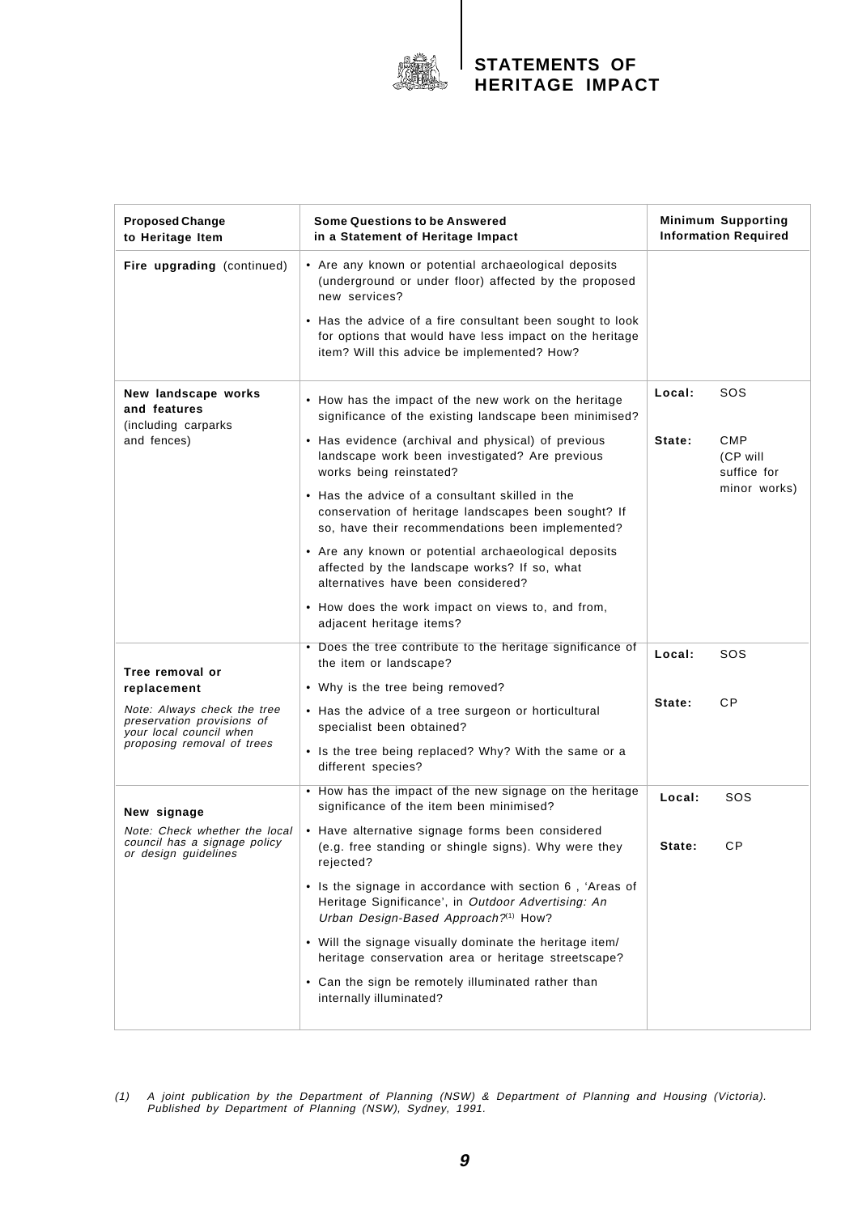| Proposed Change to Heritage Item | Some Questions to be Answered in a Statement of Heritage Impact | Minimum Supporting Information Required |
|---|---|---|
| **Fire upgrading** (continued) | • Are any known or potential archaeological deposits (underground or under floor) affected by the proposed new services?<br>• Has the advice of a fire consultant been sought to look for options that would have less impact on the heritage item? Will this advice be implemented? How? | |
| **New landscape works and features** (including carparks and fences) | • How has the impact of the new work on the heritage significance of the existing landscape been minimised?<br>• Has evidence (archival and physical) of previous landscape work been investigated? Are previous works being reinstated?<br>• Has the advice of a consultant skilled in the conservation of heritage landscapes been sought? If so, have their recommendations been implemented?<br>• Are any known or potential archaeological deposits affected by the landscape works? If so, what alternatives have been considered?<br>• How does the work impact on views to, and from, adjacent heritage items? | **Local:** SOS<br>**State:** CMP (CP will suffice for minor works) |
| **Tree removal or replacement**<br>*Note: Always check the tree preservation provisions of your local council when proposing removal of trees* | • Does the tree contribute to the heritage significance of the item or landscape?<br>• Why is the tree being removed?<br>• Has the advice of a tree surgeon or horticultural specialist been obtained?<br>• Is the tree being replaced? Why? With the same or a different species? | **Local:** SOS<br>**State:** CP |
| **New signage**<br>*Note: Check whether the local council has a signage policy or design guidelines* | • How has the impact of the new signage on the heritage significance of the item been minimised?<br>• Have alternative signage forms been considered (e.g. free standing or shingle signs). Why were they rejected?<br>• Is the signage in accordance with section 6 , 'Areas of Heritage Significance', in *Outdoor Advertising: An Urban Design-Based Approach?*[1] How?<br>• Will the signage visually dominate the heritage item/ heritage conservation area or heritage streetscape?<br>• Can the sign be remotely illuminated rather than internally illuminated? | **Local:** SOS<br>**State:** CP |

*(1) A joint publication by the Department of Planning (NSW) & Department of Planning and Housing (Victoria). Published by Department of Planning (NSW), Sydney, 1991.*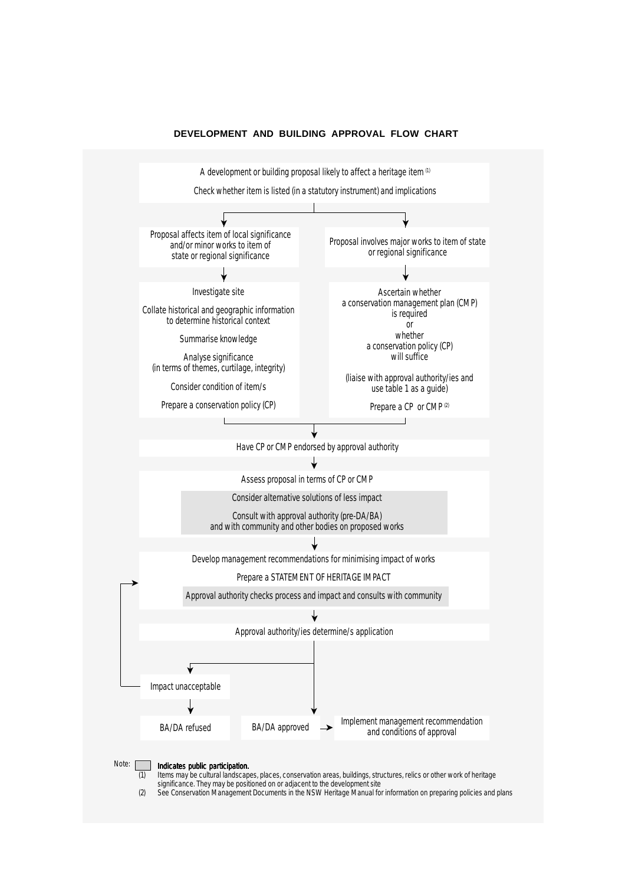## DEVELOPMENT AND BUILDING APPROVAL FLOW CHART

A development or building proposal likely to affect a heritage item [(1)]

Check whether item is listed (in a statutory instrument) and implications

Proposal affects item of local significance and/or minor works to item of state or regional significance

- Investigate site
- Collate historical and geographic information to determine historical context
- Summarise knowledge
- Analyse significance (in terms of themes, curtilage, integrity)
- Consider condition of item/s
- Prepare a conservation policy (CP)

Proposal involves major works to item of state or regional significance

- Ascertain whether a conservation management plan (CMP) is required or whether a conservation policy (CP) will suffice
- (liaise with approval authority/ies and use table 1 as a guide)
- Prepare a CP or CMP [(2)]

Have CP or CMP endorsed by approval authority

Assess proposal in terms of CP or CMP

- Consider alternative solutions of less impact
- Consult with approval authority (pre-DA/BA) and with community and other bodies on proposed works

Develop management recommendations for minimising impact of works

Prepare a STATEMENT OF HERITAGE IMPACT

Approval authority checks process and impact and consults with community

Approval authority/ies determine/s application

- Impact unacceptable → BA/DA refused (or return to "Develop management recommendations for minimising impact of works")
- BA/DA approved → Implement management recommendation and conditions of approval

Note: ▢ **Indicates public participation.**

(1) Items may be cultural landscapes, places, conservation areas, buildings, structures, relics or other work of heritage significance. They may be positioned on or adjacent to the development site

(2) See Conservation Management Documents in the NSW Heritage Manual for information on preparing policies and plans